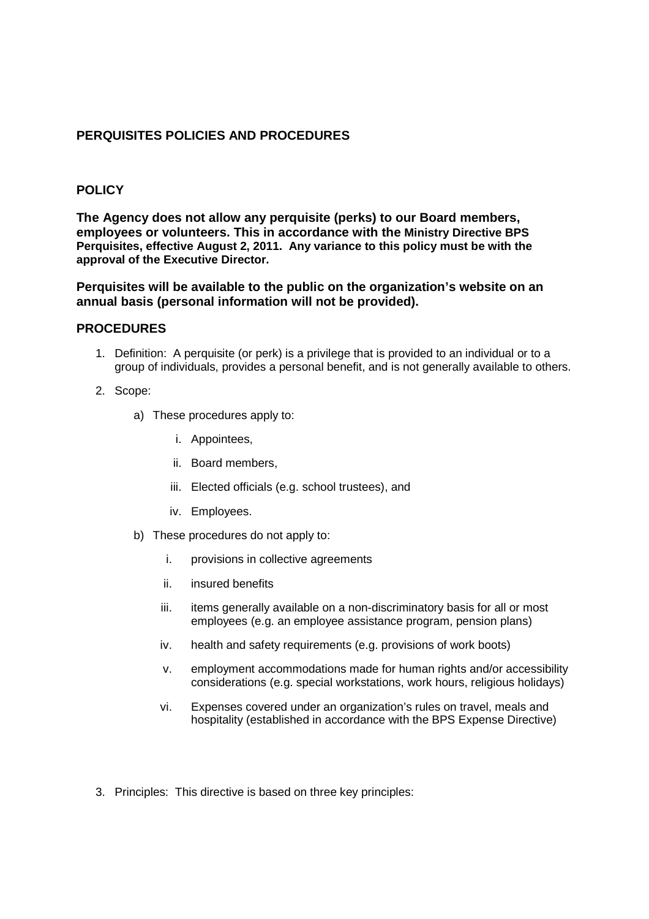## PERQUISITES POLICIES AND PROCEDURES

## POLICY

**The Agency does not allow any perquisite (perks) to our Board members, employees or volunteers. This in accordance with the Ministry Directive BPS Perquisites, effective August 2, 2011. Any variance to this policy must be with the approval of the Executive Director.**

**Perquisites will be available to the public on the organization's website on an annual basis (personal information will not be provided).**

## PROCEDURES

1. Definition: A perquisite (or perk) is a privilege that is provided to an individual or to a group of individuals, provides a personal benefit, and is not generally available to others.

2. Scope:

   a) These procedures apply to:

      i. Appointees,

      ii. Board members,

      iii. Elected officials (e.g. school trustees), and

      iv. Employees.

   b) These procedures do not apply to:

      i. provisions in collective agreements

      ii. insured benefits

      iii. items generally available on a non-discriminatory basis for all or most employees (e.g. an employee assistance program, pension plans)

      iv. health and safety requirements (e.g. provisions of work boots)

      v. employment accommodations made for human rights and/or accessibility considerations (e.g. special workstations, work hours, religious holidays)

      vi. Expenses covered under an organization's rules on travel, meals and hospitality (established in accordance with the BPS Expense Directive)

3. Principles: This directive is based on three key principles: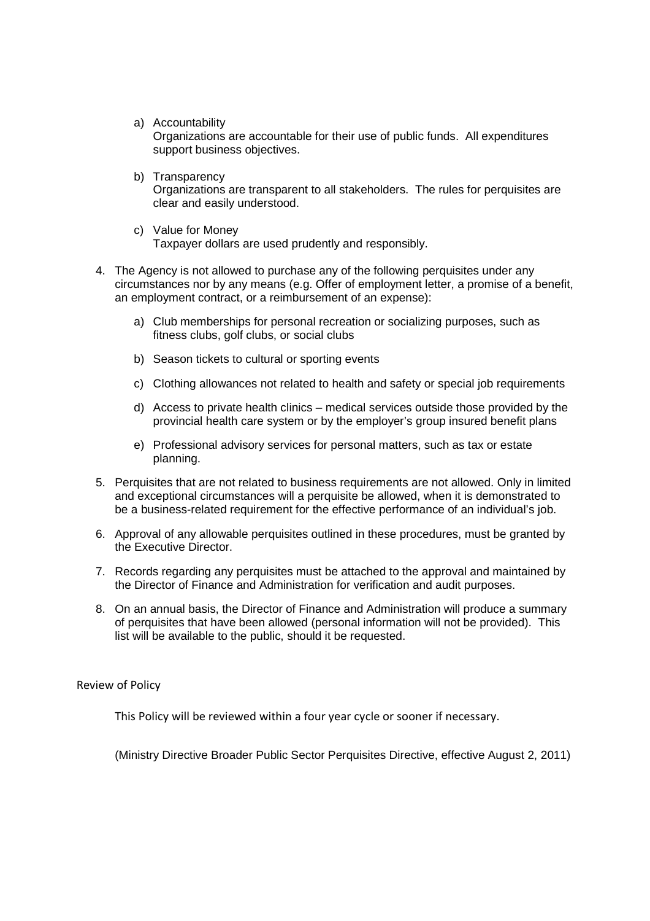a) Accountability
   Organizations are accountable for their use of public funds. All expenditures support business objectives.

b) Transparency
   Organizations are transparent to all stakeholders. The rules for perquisites are clear and easily understood.

c) Value for Money
   Taxpayer dollars are used prudently and responsibly.

4. The Agency is not allowed to purchase any of the following perquisites under any circumstances nor by any means (e.g. Offer of employment letter, a promise of a benefit, an employment contract, or a reimbursement of an expense):

   a) Club memberships for personal recreation or socializing purposes, such as fitness clubs, golf clubs, or social clubs

   b) Season tickets to cultural or sporting events

   c) Clothing allowances not related to health and safety or special job requirements

   d) Access to private health clinics – medical services outside those provided by the provincial health care system or by the employer's group insured benefit plans

   e) Professional advisory services for personal matters, such as tax or estate planning.

5. Perquisites that are not related to business requirements are not allowed. Only in limited and exceptional circumstances will a perquisite be allowed, when it is demonstrated to be a business-related requirement for the effective performance of an individual's job.

6. Approval of any allowable perquisites outlined in these procedures, must be granted by the Executive Director.

7. Records regarding any perquisites must be attached to the approval and maintained by the Director of Finance and Administration for verification and audit purposes.

8. On an annual basis, the Director of Finance and Administration will produce a summary of perquisites that have been allowed (personal information will not be provided). This list will be available to the public, should it be requested.

## Review of Policy

This Policy will be reviewed within a four year cycle or sooner if necessary.

(Ministry Directive Broader Public Sector Perquisites Directive, effective August 2, 2011)